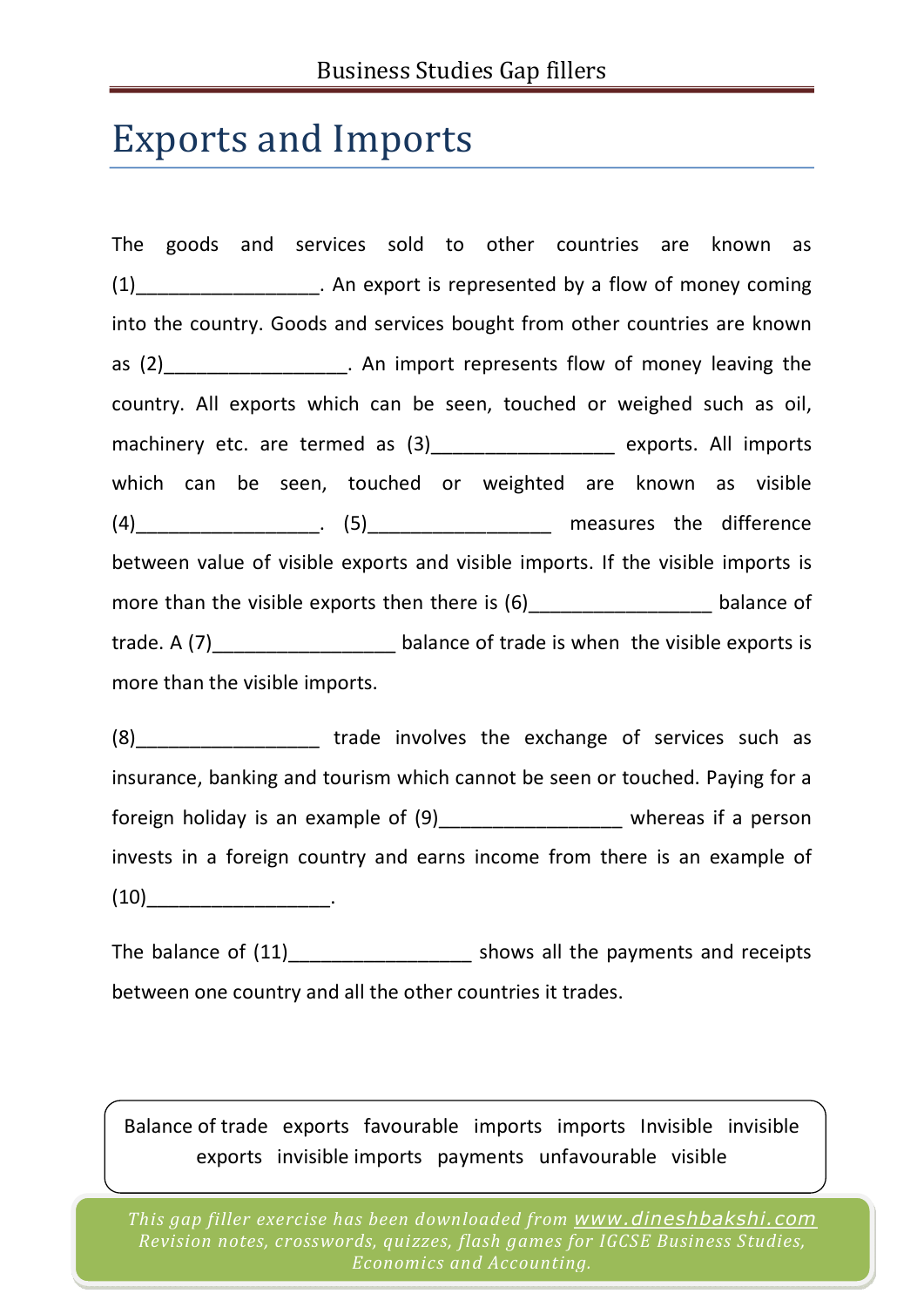# Exports and Imports

The goods and services sold to other countries are known as (1)_________________. An export is represented by a flow of money coming into the country. Goods and services bought from other countries are known as (2)_________________. An import represents flow of money leaving the country. All exports which can be seen, touched or weighed such as oil, machinery etc. are termed as (3)_________________ exports. All imports which can be seen, touched or weighted are known as visible (4)_________________. (5)_________________ measures the difference between value of visible exports and visible imports. If the visible imports is more than the visible exports then there is (6)_________________ balance of trade. A (7)_________________ balance of trade is when the visible exports is more than the visible imports.

(8)_________________ trade involves the exchange of services such as insurance, banking and tourism which cannot be seen or touched. Paying for a foreign holiday is an example of (9)_________________ whereas if a person invests in a foreign country and earns income from there is an example of (10)_________________.

The balance of (11)_________________ shows all the payments and receipts between one country and all the other countries it trades.

Balance of trade exports favourable imports imports Invisible invisible exports invisible imports payments unfavourable visible

*This gap filler exercise has been downloaded from www.dineshbakshi.com*
*Revision notes, crosswords, quizzes, flash games for IGCSE Business Studies, Economics and Accounting.*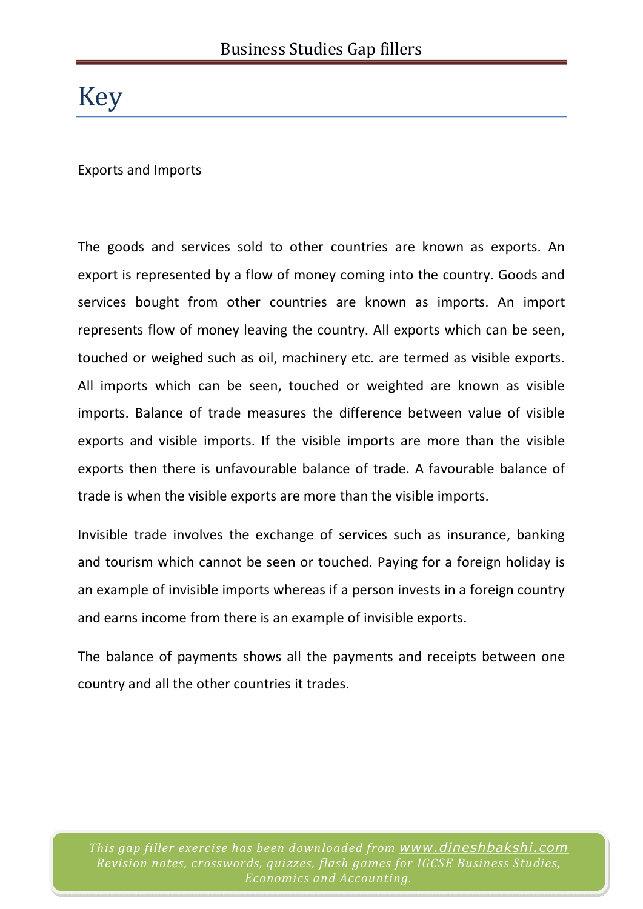# Key

Exports and Imports

The goods and services sold to other countries are known as exports. An export is represented by a flow of money coming into the country. Goods and services bought from other countries are known as imports. An import represents flow of money leaving the country. All exports which can be seen, touched or weighed such as oil, machinery etc. are termed as visible exports. All imports which can be seen, touched or weighted are known as visible imports. Balance of trade measures the difference between value of visible exports and visible imports. If the visible imports are more than the visible exports then there is unfavourable balance of trade. A favourable balance of trade is when the visible exports are more than the visible imports.

Invisible trade involves the exchange of services such as insurance, banking and tourism which cannot be seen or touched. Paying for a foreign holiday is an example of invisible imports whereas if a person invests in a foreign country and earns income from there is an example of invisible exports.

The balance of payments shows all the payments and receipts between one country and all the other countries it trades.

*This gap filler exercise has been downloaded from www.dineshbakshi.com*
*Revision notes, crosswords, quizzes, flash games for IGCSE Business Studies, Economics and Accounting.*